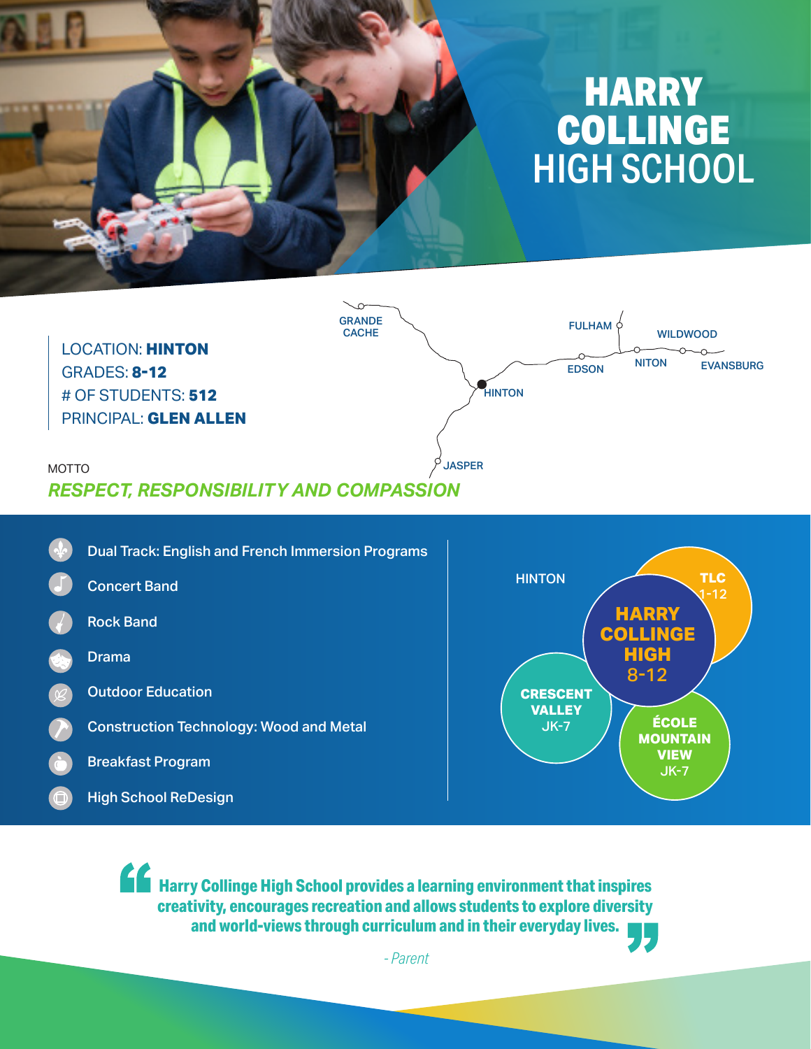# HARRY COLLINGE HIGH SCHOOL

LOCATION: **HINTON**
GRADES: **8-12**
# OF STUDENTS: **512**
PRINCIPAL: **GLEN ALLEN**

GRANDE CACHE
FULHAM
WILDWOOD
EDSON
NITON
EVANSBURG
HINTON
JASPER

MOTTO

***RESPECT, RESPONSIBILITY AND COMPASSION***

- Dual Track: English and French Immersion Programs
- Concert Band
- Rock Band
- Drama
- Outdoor Education
- Construction Technology: Wood and Metal
- Breakfast Program
- High School ReDesign

HINTON

**TLC** 1-12

**HARRY COLLINGE HIGH** 8-12

**CRESCENT VALLEY** JK-7

**ÉCOLE MOUNTAIN VIEW** JK-7

> **Harry Collinge High School provides a learning environment that inspires creativity, encourages recreation and allows students to explore diversity and world-views through curriculum and in their everyday lives.**
>
> *- Parent*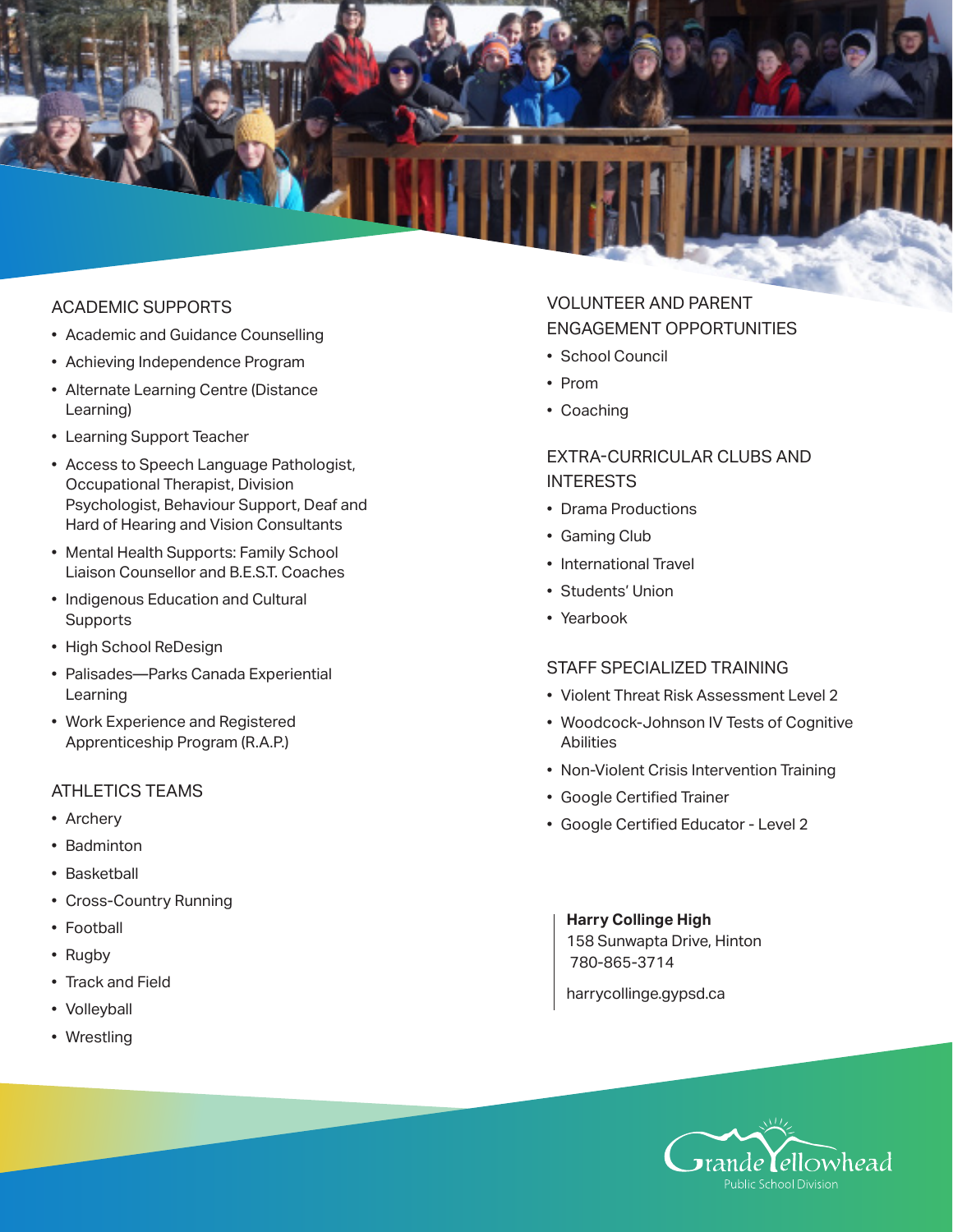## ACADEMIC SUPPORTS

- Academic and Guidance Counselling
- Achieving Independence Program
- Alternate Learning Centre (Distance Learning)
- Learning Support Teacher
- Access to Speech Language Pathologist, Occupational Therapist, Division Psychologist, Behaviour Support, Deaf and Hard of Hearing and Vision Consultants
- Mental Health Supports: Family School Liaison Counsellor and B.E.S.T. Coaches
- Indigenous Education and Cultural Supports
- High School ReDesign
- Palisades—Parks Canada Experiential Learning
- Work Experience and Registered Apprenticeship Program (R.A.P.)

## ATHLETICS TEAMS

- Archery
- Badminton
- Basketball
- Cross-Country Running
- Football
- Rugby
- Track and Field
- Volleyball
- Wrestling

## VOLUNTEER AND PARENT ENGAGEMENT OPPORTUNITIES

- School Council
- Prom
- Coaching

## EXTRA-CURRICULAR CLUBS AND INTERESTS

- Drama Productions
- Gaming Club
- International Travel
- Students' Union
- Yearbook

## STAFF SPECIALIZED TRAINING

- Violent Threat Risk Assessment Level 2
- Woodcock-Johnson IV Tests of Cognitive Abilities
- Non-Violent Crisis Intervention Training
- Google Certified Trainer
- Google Certified Educator - Level 2

**Harry Collinge High**
158 Sunwapta Drive, Hinton
780-865-3714

harrycollinge.gypsd.ca

Grande Yellowhead
Public School Division